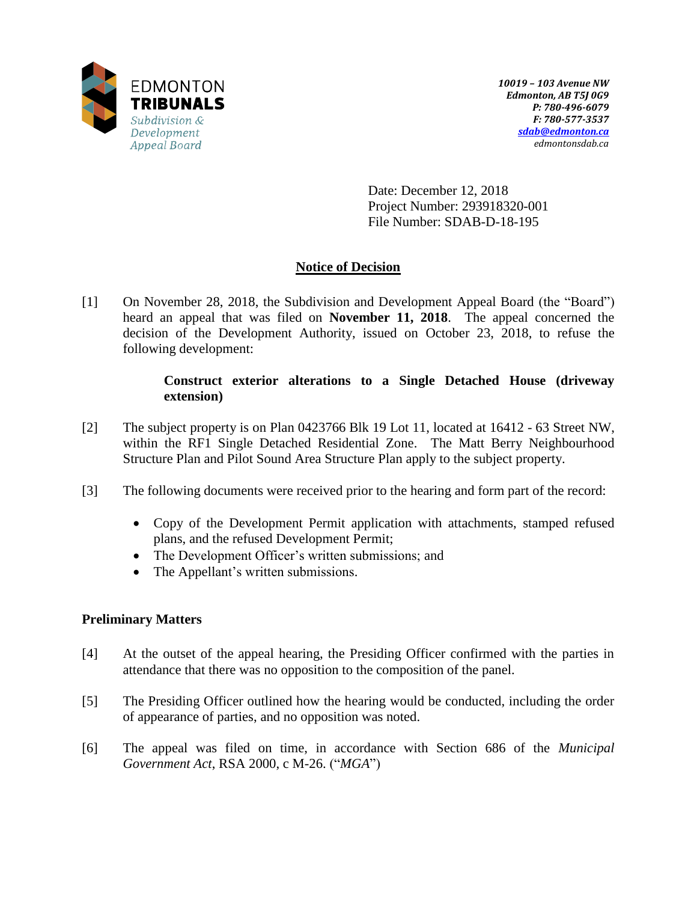EDMONTON
**TRIBUNALS**
*Subdivision & Development Appeal Board*

***10019 – 103 Avenue NW***
***Edmonton, AB T5J 0G9***
***P: 780-496-6079***
***F: 780-577-3537***
***sdab@edmonton.ca***
*edmontonsdab.ca*

Date: December 12, 2018
Project Number: 293918320-001
File Number: SDAB-D-18-195

## Notice of Decision

[1] On November 28, 2018, the Subdivision and Development Appeal Board (the "Board") heard an appeal that was filed on **November 11, 2018**. The appeal concerned the decision of the Development Authority, issued on October 23, 2018, to refuse the following development:

> **Construct exterior alterations to a Single Detached House (driveway extension)**

[2] The subject property is on Plan 0423766 Blk 19 Lot 11, located at 16412 - 63 Street NW, within the RF1 Single Detached Residential Zone. The Matt Berry Neighbourhood Structure Plan and Pilot Sound Area Structure Plan apply to the subject property.

[3] The following documents were received prior to the hearing and form part of the record:

- Copy of the Development Permit application with attachments, stamped refused plans, and the refused Development Permit;
- The Development Officer's written submissions; and
- The Appellant's written submissions.

### Preliminary Matters

[4] At the outset of the appeal hearing, the Presiding Officer confirmed with the parties in attendance that there was no opposition to the composition of the panel.

[5] The Presiding Officer outlined how the hearing would be conducted, including the order of appearance of parties, and no opposition was noted.

[6] The appeal was filed on time, in accordance with Section 686 of the *Municipal Government Act*, RSA 2000, c M-26. ("*MGA*")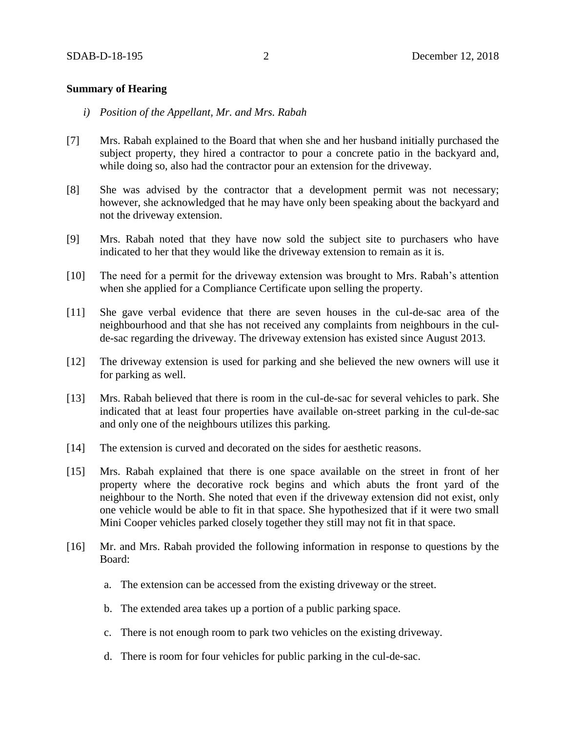**Summary of Hearing**

*i) Position of the Appellant, Mr. and Mrs. Rabah*

[7] Mrs. Rabah explained to the Board that when she and her husband initially purchased the subject property, they hired a contractor to pour a concrete patio in the backyard and, while doing so, also had the contractor pour an extension for the driveway.

[8] She was advised by the contractor that a development permit was not necessary; however, she acknowledged that he may have only been speaking about the backyard and not the driveway extension.

[9] Mrs. Rabah noted that they have now sold the subject site to purchasers who have indicated to her that they would like the driveway extension to remain as it is.

[10] The need for a permit for the driveway extension was brought to Mrs. Rabah's attention when she applied for a Compliance Certificate upon selling the property.

[11] She gave verbal evidence that there are seven houses in the cul-de-sac area of the neighbourhood and that she has not received any complaints from neighbours in the cul-de-sac regarding the driveway. The driveway extension has existed since August 2013.

[12] The driveway extension is used for parking and she believed the new owners will use it for parking as well.

[13] Mrs. Rabah believed that there is room in the cul-de-sac for several vehicles to park. She indicated that at least four properties have available on-street parking in the cul-de-sac and only one of the neighbours utilizes this parking.

[14] The extension is curved and decorated on the sides for aesthetic reasons.

[15] Mrs. Rabah explained that there is one space available on the street in front of her property where the decorative rock begins and which abuts the front yard of the neighbour to the North. She noted that even if the driveway extension did not exist, only one vehicle would be able to fit in that space. She hypothesized that if it were two small Mini Cooper vehicles parked closely together they still may not fit in that space.

[16] Mr. and Mrs. Rabah provided the following information in response to questions by the Board:

a. The extension can be accessed from the existing driveway or the street.

b. The extended area takes up a portion of a public parking space.

c. There is not enough room to park two vehicles on the existing driveway.

d. There is room for four vehicles for public parking in the cul-de-sac.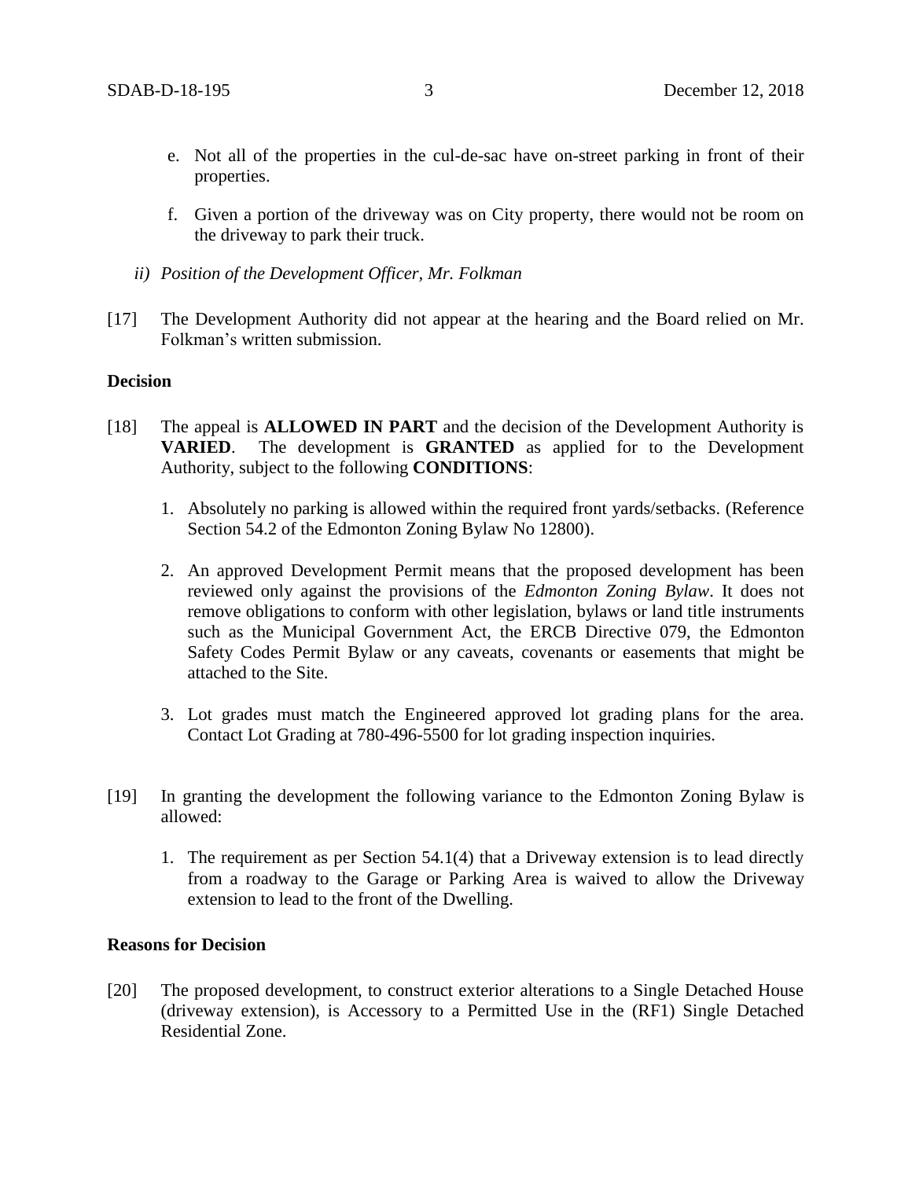e. Not all of the properties in the cul-de-sac have on-street parking in front of their properties.

f. Given a portion of the driveway was on City property, there would not be room on the driveway to park their truck.

*ii) Position of the Development Officer, Mr. Folkman*

[17] The Development Authority did not appear at the hearing and the Board relied on Mr. Folkman's written submission.

**Decision**

[18] The appeal is **ALLOWED IN PART** and the decision of the Development Authority is **VARIED**. The development is **GRANTED** as applied for to the Development Authority, subject to the following **CONDITIONS**:

1. Absolutely no parking is allowed within the required front yards/setbacks. (Reference Section 54.2 of the Edmonton Zoning Bylaw No 12800).

2. An approved Development Permit means that the proposed development has been reviewed only against the provisions of the *Edmonton Zoning Bylaw*. It does not remove obligations to conform with other legislation, bylaws or land title instruments such as the Municipal Government Act, the ERCB Directive 079, the Edmonton Safety Codes Permit Bylaw or any caveats, covenants or easements that might be attached to the Site.

3. Lot grades must match the Engineered approved lot grading plans for the area. Contact Lot Grading at 780-496-5500 for lot grading inspection inquiries.

[19] In granting the development the following variance to the Edmonton Zoning Bylaw is allowed:

1. The requirement as per Section 54.1(4) that a Driveway extension is to lead directly from a roadway to the Garage or Parking Area is waived to allow the Driveway extension to lead to the front of the Dwelling.

**Reasons for Decision**

[20] The proposed development, to construct exterior alterations to a Single Detached House (driveway extension), is Accessory to a Permitted Use in the (RF1) Single Detached Residential Zone.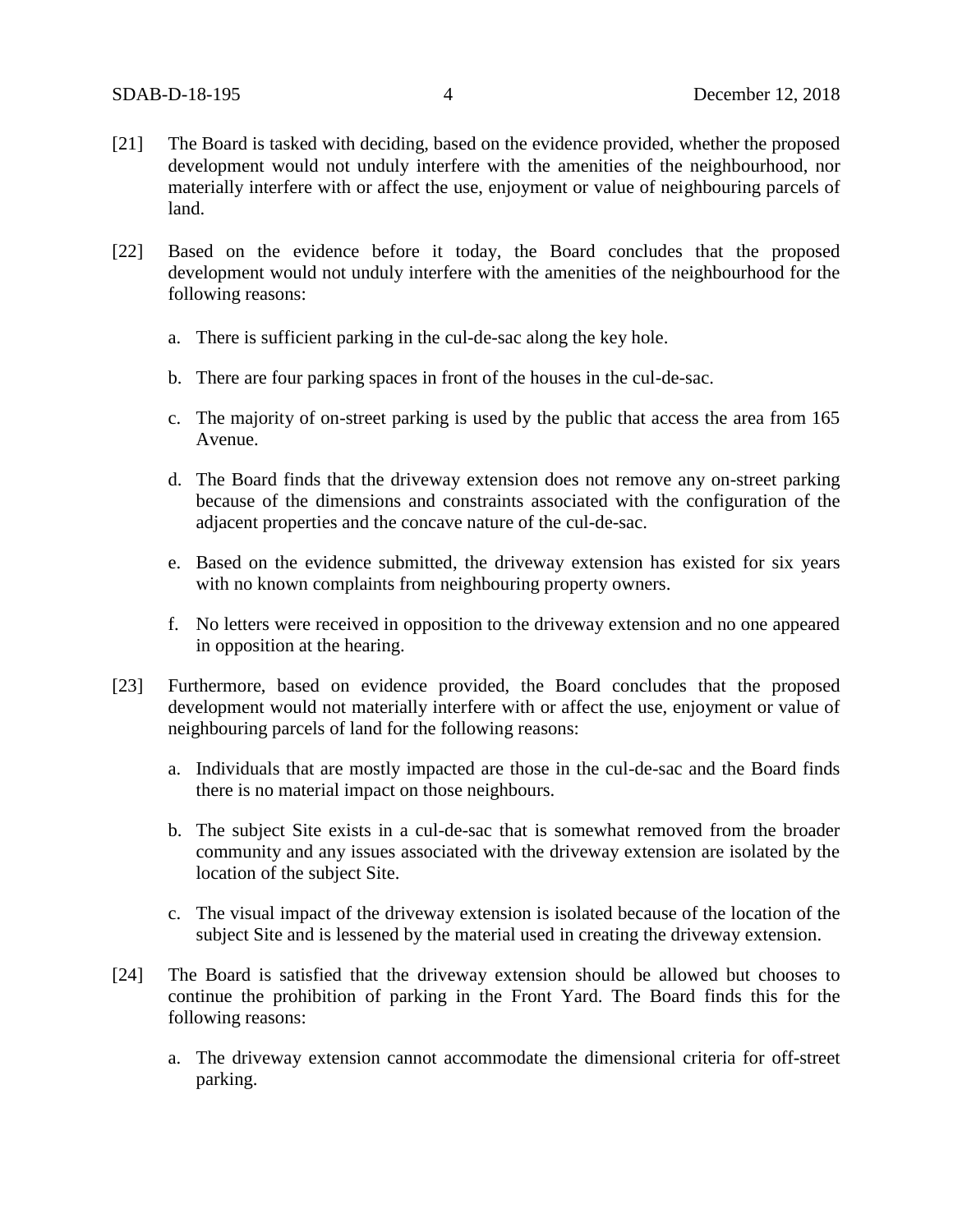[21] The Board is tasked with deciding, based on the evidence provided, whether the proposed development would not unduly interfere with the amenities of the neighbourhood, nor materially interfere with or affect the use, enjoyment or value of neighbouring parcels of land.

[22] Based on the evidence before it today, the Board concludes that the proposed development would not unduly interfere with the amenities of the neighbourhood for the following reasons:

a. There is sufficient parking in the cul-de-sac along the key hole.

b. There are four parking spaces in front of the houses in the cul-de-sac.

c. The majority of on-street parking is used by the public that access the area from 165 Avenue.

d. The Board finds that the driveway extension does not remove any on-street parking because of the dimensions and constraints associated with the configuration of the adjacent properties and the concave nature of the cul-de-sac.

e. Based on the evidence submitted, the driveway extension has existed for six years with no known complaints from neighbouring property owners.

f. No letters were received in opposition to the driveway extension and no one appeared in opposition at the hearing.

[23] Furthermore, based on evidence provided, the Board concludes that the proposed development would not materially interfere with or affect the use, enjoyment or value of neighbouring parcels of land for the following reasons:

a. Individuals that are mostly impacted are those in the cul-de-sac and the Board finds there is no material impact on those neighbours.

b. The subject Site exists in a cul-de-sac that is somewhat removed from the broader community and any issues associated with the driveway extension are isolated by the location of the subject Site.

c. The visual impact of the driveway extension is isolated because of the location of the subject Site and is lessened by the material used in creating the driveway extension.

[24] The Board is satisfied that the driveway extension should be allowed but chooses to continue the prohibition of parking in the Front Yard. The Board finds this for the following reasons:

a. The driveway extension cannot accommodate the dimensional criteria for off-street parking.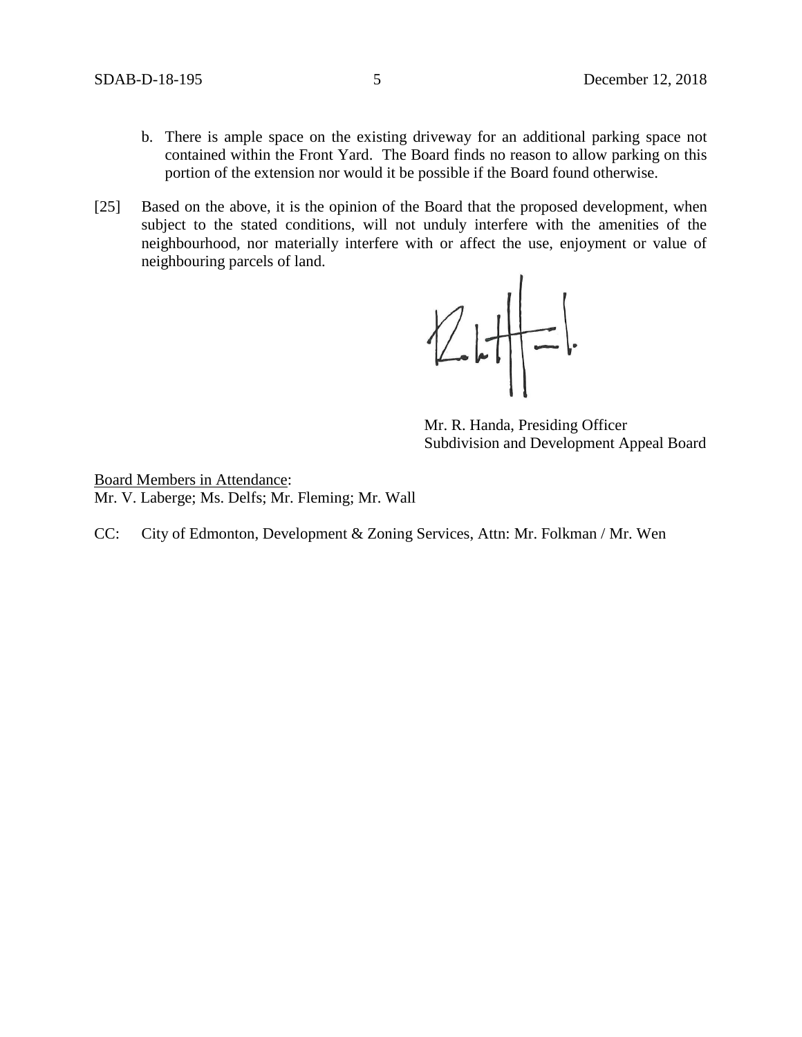b. There is ample space on the existing driveway for an additional parking space not contained within the Front Yard. The Board finds no reason to allow parking on this portion of the extension nor would it be possible if the Board found otherwise.

[25] Based on the above, it is the opinion of the Board that the proposed development, when subject to the stated conditions, will not unduly interfere with the amenities of the neighbourhood, nor materially interfere with or affect the use, enjoyment or value of neighbouring parcels of land.

Mr. R. Handa, Presiding Officer
Subdivision and Development Appeal Board

Board Members in Attendance:
Mr. V. Laberge; Ms. Delfs; Mr. Fleming; Mr. Wall

CC: City of Edmonton, Development & Zoning Services, Attn: Mr. Folkman / Mr. Wen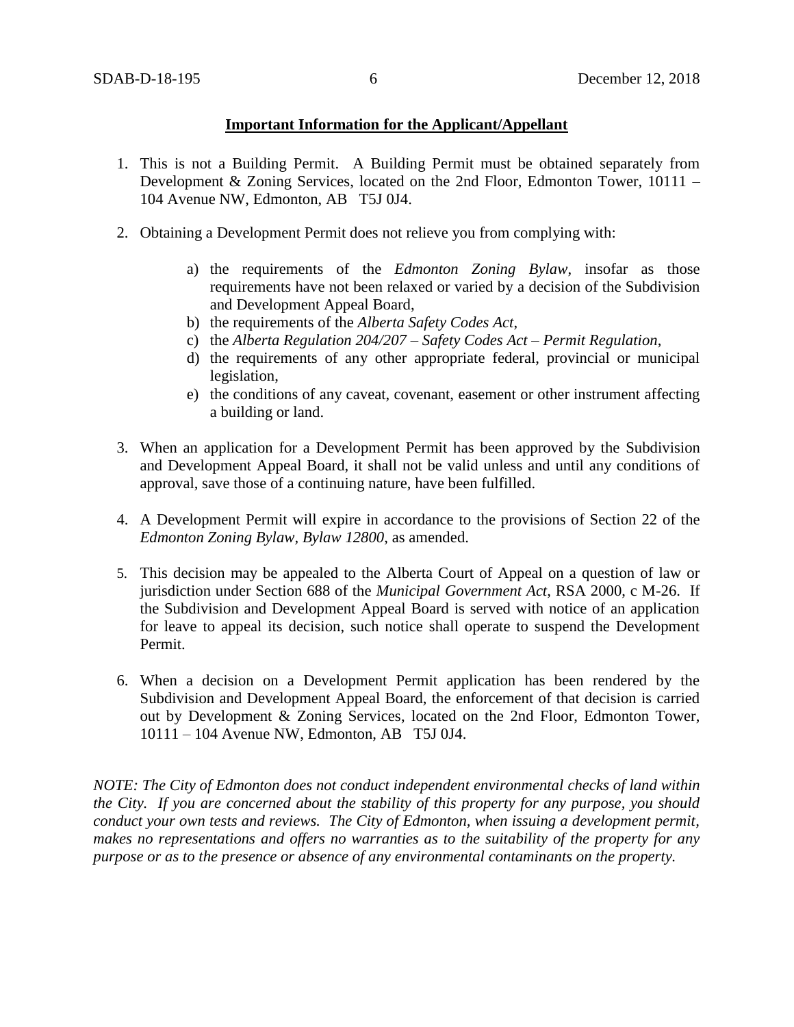**Important Information for the Applicant/Appellant**

1. This is not a Building Permit. A Building Permit must be obtained separately from Development & Zoning Services, located on the 2nd Floor, Edmonton Tower, 10111 – 104 Avenue NW, Edmonton, AB T5J 0J4.

2. Obtaining a Development Permit does not relieve you from complying with:

    a) the requirements of the *Edmonton Zoning Bylaw*, insofar as those requirements have not been relaxed or varied by a decision of the Subdivision and Development Appeal Board,
    b) the requirements of the *Alberta Safety Codes Act*,
    c) the *Alberta Regulation 204/207 – Safety Codes Act – Permit Regulation*,
    d) the requirements of any other appropriate federal, provincial or municipal legislation,
    e) the conditions of any caveat, covenant, easement or other instrument affecting a building or land.

3. When an application for a Development Permit has been approved by the Subdivision and Development Appeal Board, it shall not be valid unless and until any conditions of approval, save those of a continuing nature, have been fulfilled.

4. A Development Permit will expire in accordance to the provisions of Section 22 of the *Edmonton Zoning Bylaw, Bylaw 12800*, as amended.

5. This decision may be appealed to the Alberta Court of Appeal on a question of law or jurisdiction under Section 688 of the *Municipal Government Act*, RSA 2000, c M-26. If the Subdivision and Development Appeal Board is served with notice of an application for leave to appeal its decision, such notice shall operate to suspend the Development Permit.

6. When a decision on a Development Permit application has been rendered by the Subdivision and Development Appeal Board, the enforcement of that decision is carried out by Development & Zoning Services, located on the 2nd Floor, Edmonton Tower, 10111 – 104 Avenue NW, Edmonton, AB T5J 0J4.

*NOTE: The City of Edmonton does not conduct independent environmental checks of land within the City. If you are concerned about the stability of this property for any purpose, you should conduct your own tests and reviews. The City of Edmonton, when issuing a development permit, makes no representations and offers no warranties as to the suitability of the property for any purpose or as to the presence or absence of any environmental contaminants on the property.*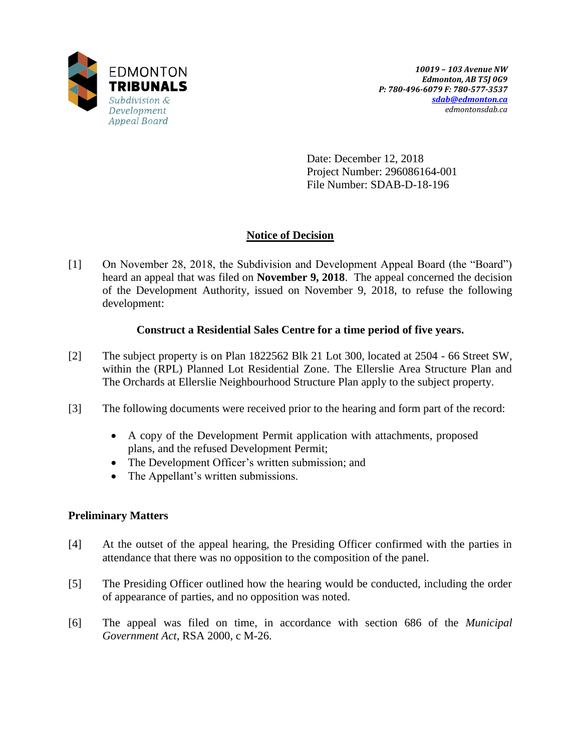EDMONTON **TRIBUNALS**
*Subdivision & Development Appeal Board*

***10019 – 103 Avenue NW***
***Edmonton, AB T5J 0G9***
***P: 780-496-6079 F: 780-577-3537***
***sdab@edmonton.ca***
*edmontonsdab.ca*

Date: December 12, 2018
Project Number: 296086164-001
File Number: SDAB-D-18-196

## Notice of Decision

[1] On November 28, 2018, the Subdivision and Development Appeal Board (the "Board") heard an appeal that was filed on **November 9, 2018**. The appeal concerned the decision of the Development Authority, issued on November 9, 2018, to refuse the following development:

**Construct a Residential Sales Centre for a time period of five years.**

[2] The subject property is on Plan 1822562 Blk 21 Lot 300, located at 2504 - 66 Street SW, within the (RPL) Planned Lot Residential Zone. The Ellerslie Area Structure Plan and The Orchards at Ellerslie Neighbourhood Structure Plan apply to the subject property.

[3] The following documents were received prior to the hearing and form part of the record:

- A copy of the Development Permit application with attachments, proposed plans, and the refused Development Permit;
- The Development Officer's written submission; and
- The Appellant's written submissions.

### Preliminary Matters

[4] At the outset of the appeal hearing, the Presiding Officer confirmed with the parties in attendance that there was no opposition to the composition of the panel.

[5] The Presiding Officer outlined how the hearing would be conducted, including the order of appearance of parties, and no opposition was noted.

[6] The appeal was filed on time, in accordance with section 686 of the *Municipal Government Act*, RSA 2000, c M-26.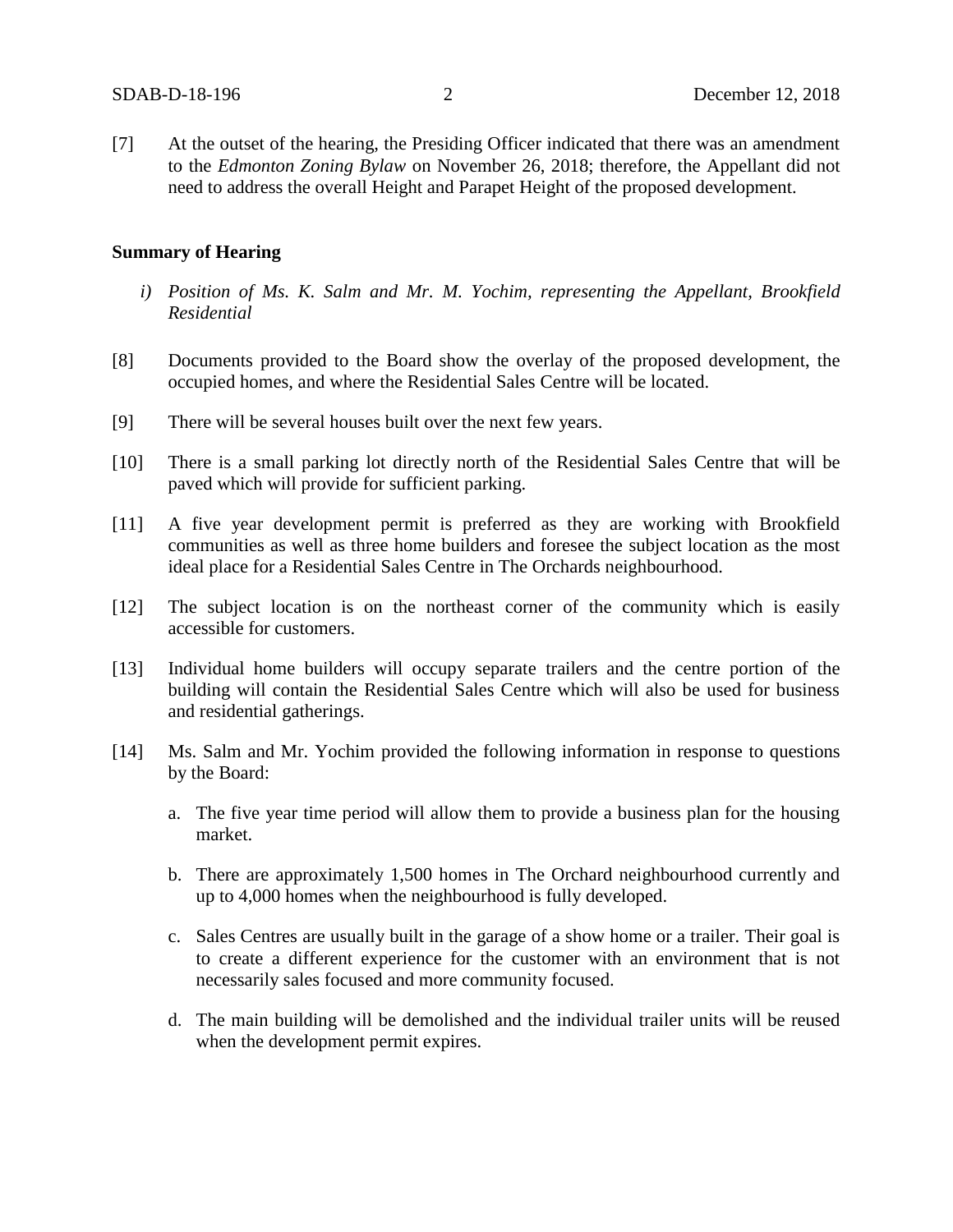[7] At the outset of the hearing, the Presiding Officer indicated that there was an amendment to the *Edmonton Zoning Bylaw* on November 26, 2018; therefore, the Appellant did not need to address the overall Height and Parapet Height of the proposed development.

**Summary of Hearing**

*i) Position of Ms. K. Salm and Mr. M. Yochim, representing the Appellant, Brookfield Residential*

[8] Documents provided to the Board show the overlay of the proposed development, the occupied homes, and where the Residential Sales Centre will be located.

[9] There will be several houses built over the next few years.

[10] There is a small parking lot directly north of the Residential Sales Centre that will be paved which will provide for sufficient parking.

[11] A five year development permit is preferred as they are working with Brookfield communities as well as three home builders and foresee the subject location as the most ideal place for a Residential Sales Centre in The Orchards neighbourhood.

[12] The subject location is on the northeast corner of the community which is easily accessible for customers.

[13] Individual home builders will occupy separate trailers and the centre portion of the building will contain the Residential Sales Centre which will also be used for business and residential gatherings.

[14] Ms. Salm and Mr. Yochim provided the following information in response to questions by the Board:

a. The five year time period will allow them to provide a business plan for the housing market.

b. There are approximately 1,500 homes in The Orchard neighbourhood currently and up to 4,000 homes when the neighbourhood is fully developed.

c. Sales Centres are usually built in the garage of a show home or a trailer. Their goal is to create a different experience for the customer with an environment that is not necessarily sales focused and more community focused.

d. The main building will be demolished and the individual trailer units will be reused when the development permit expires.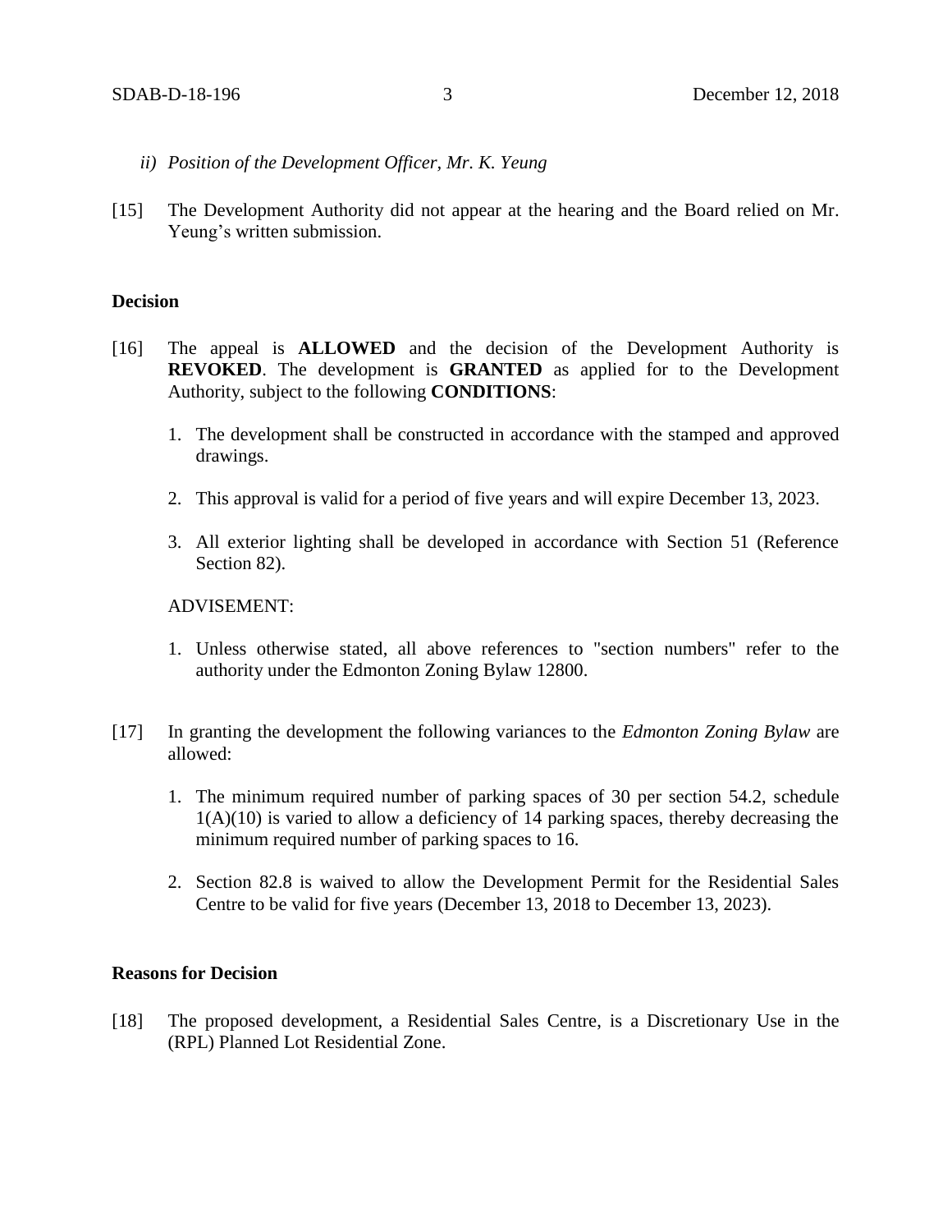*ii) Position of the Development Officer, Mr. K. Yeung*

[15] The Development Authority did not appear at the hearing and the Board relied on Mr. Yeung's written submission.

**Decision**

[16] The appeal is **ALLOWED** and the decision of the Development Authority is **REVOKED**. The development is **GRANTED** as applied for to the Development Authority, subject to the following **CONDITIONS**:

1. The development shall be constructed in accordance with the stamped and approved drawings.
2. This approval is valid for a period of five years and will expire December 13, 2023.
3. All exterior lighting shall be developed in accordance with Section 51 (Reference Section 82).

ADVISEMENT:

1. Unless otherwise stated, all above references to "section numbers" refer to the authority under the Edmonton Zoning Bylaw 12800.

[17] In granting the development the following variances to the *Edmonton Zoning Bylaw* are allowed:

1. The minimum required number of parking spaces of 30 per section 54.2, schedule 1(A)(10) is varied to allow a deficiency of 14 parking spaces, thereby decreasing the minimum required number of parking spaces to 16.
2. Section 82.8 is waived to allow the Development Permit for the Residential Sales Centre to be valid for five years (December 13, 2018 to December 13, 2023).

**Reasons for Decision**

[18] The proposed development, a Residential Sales Centre, is a Discretionary Use in the (RPL) Planned Lot Residential Zone.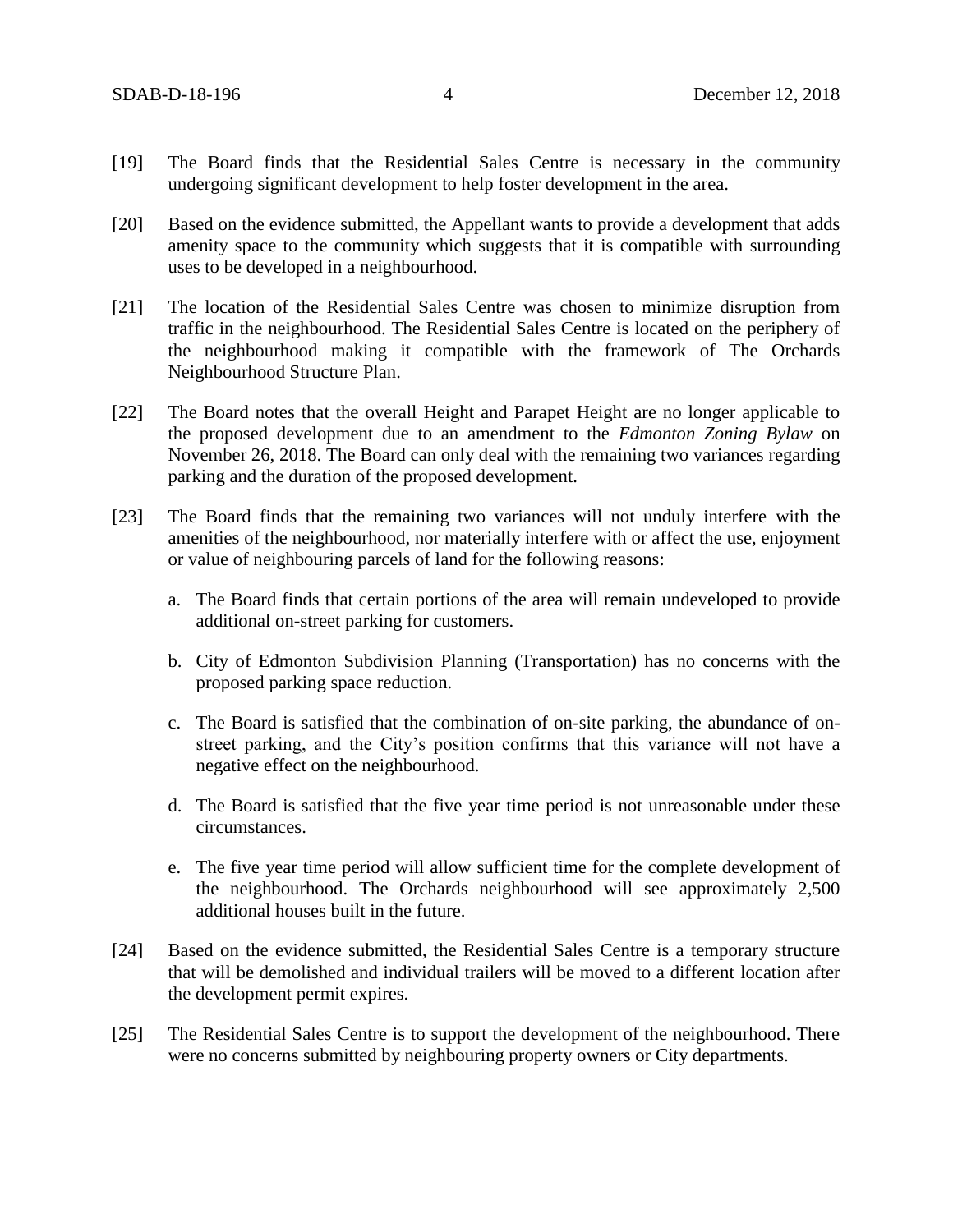[19] The Board finds that the Residential Sales Centre is necessary in the community undergoing significant development to help foster development in the area.

[20] Based on the evidence submitted, the Appellant wants to provide a development that adds amenity space to the community which suggests that it is compatible with surrounding uses to be developed in a neighbourhood.

[21] The location of the Residential Sales Centre was chosen to minimize disruption from traffic in the neighbourhood. The Residential Sales Centre is located on the periphery of the neighbourhood making it compatible with the framework of The Orchards Neighbourhood Structure Plan.

[22] The Board notes that the overall Height and Parapet Height are no longer applicable to the proposed development due to an amendment to the *Edmonton Zoning Bylaw* on November 26, 2018. The Board can only deal with the remaining two variances regarding parking and the duration of the proposed development.

[23] The Board finds that the remaining two variances will not unduly interfere with the amenities of the neighbourhood, nor materially interfere with or affect the use, enjoyment or value of neighbouring parcels of land for the following reasons:

   a. The Board finds that certain portions of the area will remain undeveloped to provide additional on-street parking for customers.

   b. City of Edmonton Subdivision Planning (Transportation) has no concerns with the proposed parking space reduction.

   c. The Board is satisfied that the combination of on-site parking, the abundance of on-street parking, and the City's position confirms that this variance will not have a negative effect on the neighbourhood.

   d. The Board is satisfied that the five year time period is not unreasonable under these circumstances.

   e. The five year time period will allow sufficient time for the complete development of the neighbourhood. The Orchards neighbourhood will see approximately 2,500 additional houses built in the future.

[24] Based on the evidence submitted, the Residential Sales Centre is a temporary structure that will be demolished and individual trailers will be moved to a different location after the development permit expires.

[25] The Residential Sales Centre is to support the development of the neighbourhood. There were no concerns submitted by neighbouring property owners or City departments.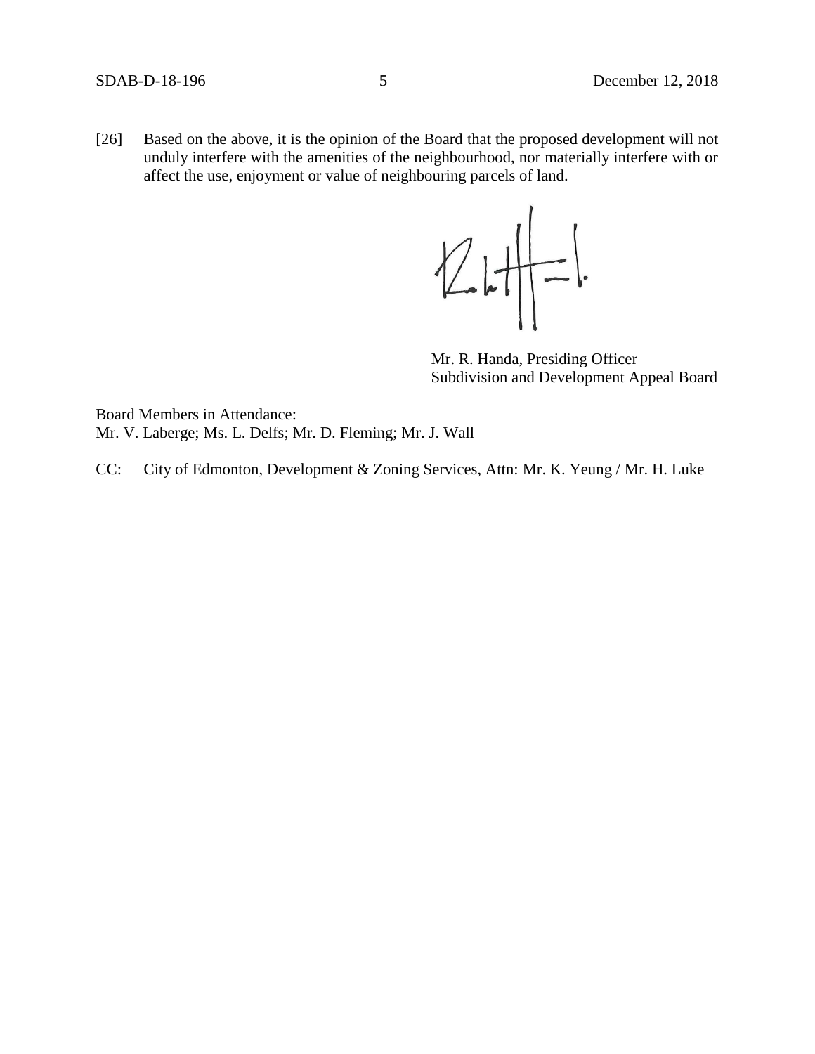[26] Based on the above, it is the opinion of the Board that the proposed development will not unduly interfere with the amenities of the neighbourhood, nor materially interfere with or affect the use, enjoyment or value of neighbouring parcels of land.

Mr. R. Handa, Presiding Officer
Subdivision and Development Appeal Board

Board Members in Attendance:
Mr. V. Laberge; Ms. L. Delfs; Mr. D. Fleming; Mr. J. Wall

CC: City of Edmonton, Development & Zoning Services, Attn: Mr. K. Yeung / Mr. H. Luke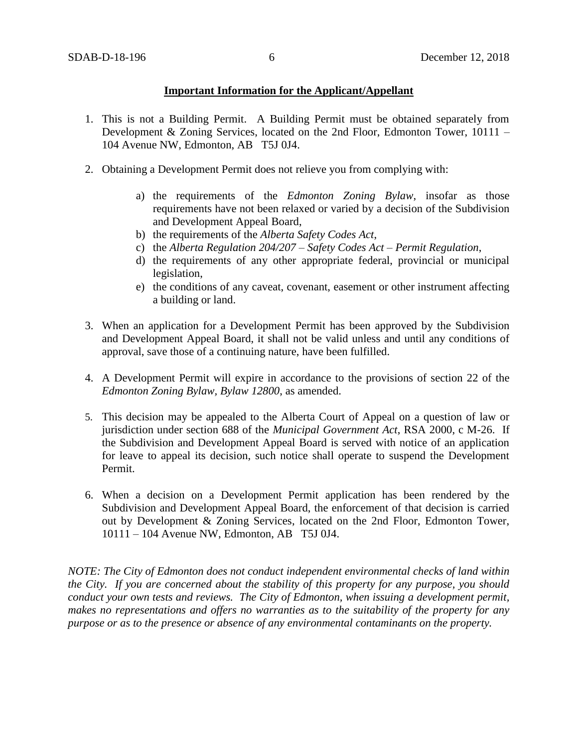**Important Information for the Applicant/Appellant**

1. This is not a Building Permit. A Building Permit must be obtained separately from Development & Zoning Services, located on the 2nd Floor, Edmonton Tower, 10111 – 104 Avenue NW, Edmonton, AB T5J 0J4.

2. Obtaining a Development Permit does not relieve you from complying with:

    a) the requirements of the *Edmonton Zoning Bylaw*, insofar as those requirements have not been relaxed or varied by a decision of the Subdivision and Development Appeal Board,
    b) the requirements of the *Alberta Safety Codes Act*,
    c) the *Alberta Regulation 204/207 – Safety Codes Act – Permit Regulation*,
    d) the requirements of any other appropriate federal, provincial or municipal legislation,
    e) the conditions of any caveat, covenant, easement or other instrument affecting a building or land.

3. When an application for a Development Permit has been approved by the Subdivision and Development Appeal Board, it shall not be valid unless and until any conditions of approval, save those of a continuing nature, have been fulfilled.

4. A Development Permit will expire in accordance to the provisions of section 22 of the *Edmonton Zoning Bylaw, Bylaw 12800*, as amended.

5. This decision may be appealed to the Alberta Court of Appeal on a question of law or jurisdiction under section 688 of the *Municipal Government Act*, RSA 2000, c M-26. If the Subdivision and Development Appeal Board is served with notice of an application for leave to appeal its decision, such notice shall operate to suspend the Development Permit.

6. When a decision on a Development Permit application has been rendered by the Subdivision and Development Appeal Board, the enforcement of that decision is carried out by Development & Zoning Services, located on the 2nd Floor, Edmonton Tower, 10111 – 104 Avenue NW, Edmonton, AB T5J 0J4.

*NOTE: The City of Edmonton does not conduct independent environmental checks of land within the City. If you are concerned about the stability of this property for any purpose, you should conduct your own tests and reviews. The City of Edmonton, when issuing a development permit, makes no representations and offers no warranties as to the suitability of the property for any purpose or as to the presence or absence of any environmental contaminants on the property.*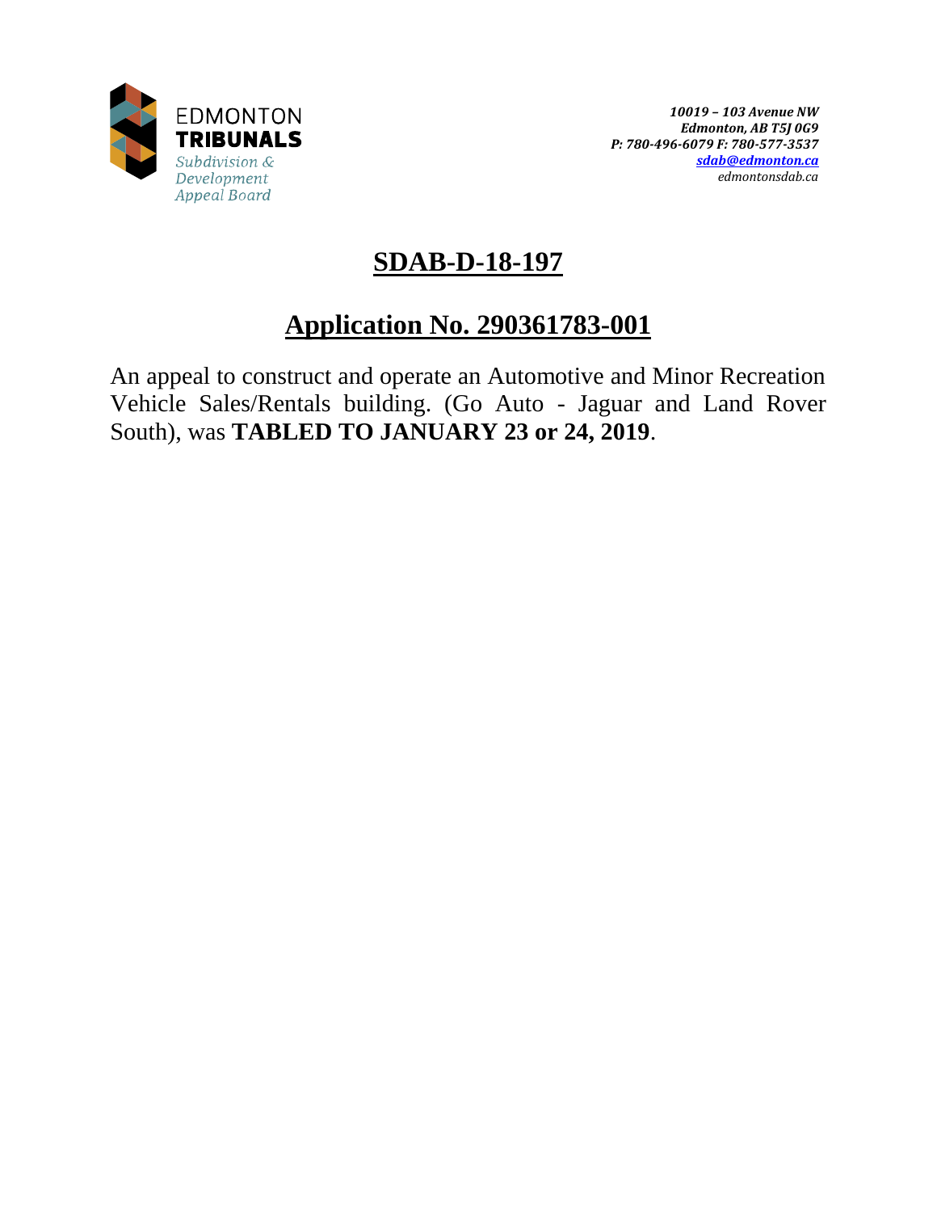EDMONTON
**TRIBUNALS**
*Subdivision & Development Appeal Board*

*10019 – 103 Avenue NW*
*Edmonton, AB T5J 0G9*
*P: 780-496-6079 F: 780-577-3537*
*sdab@edmonton.ca*
*edmontonsdab.ca*

# SDAB-D-18-197

## Application No. 290361783-001

An appeal to construct and operate an Automotive and Minor Recreation Vehicle Sales/Rentals building. (Go Auto - Jaguar and Land Rover South), was **TABLED TO JANUARY 23 or 24, 2019**.